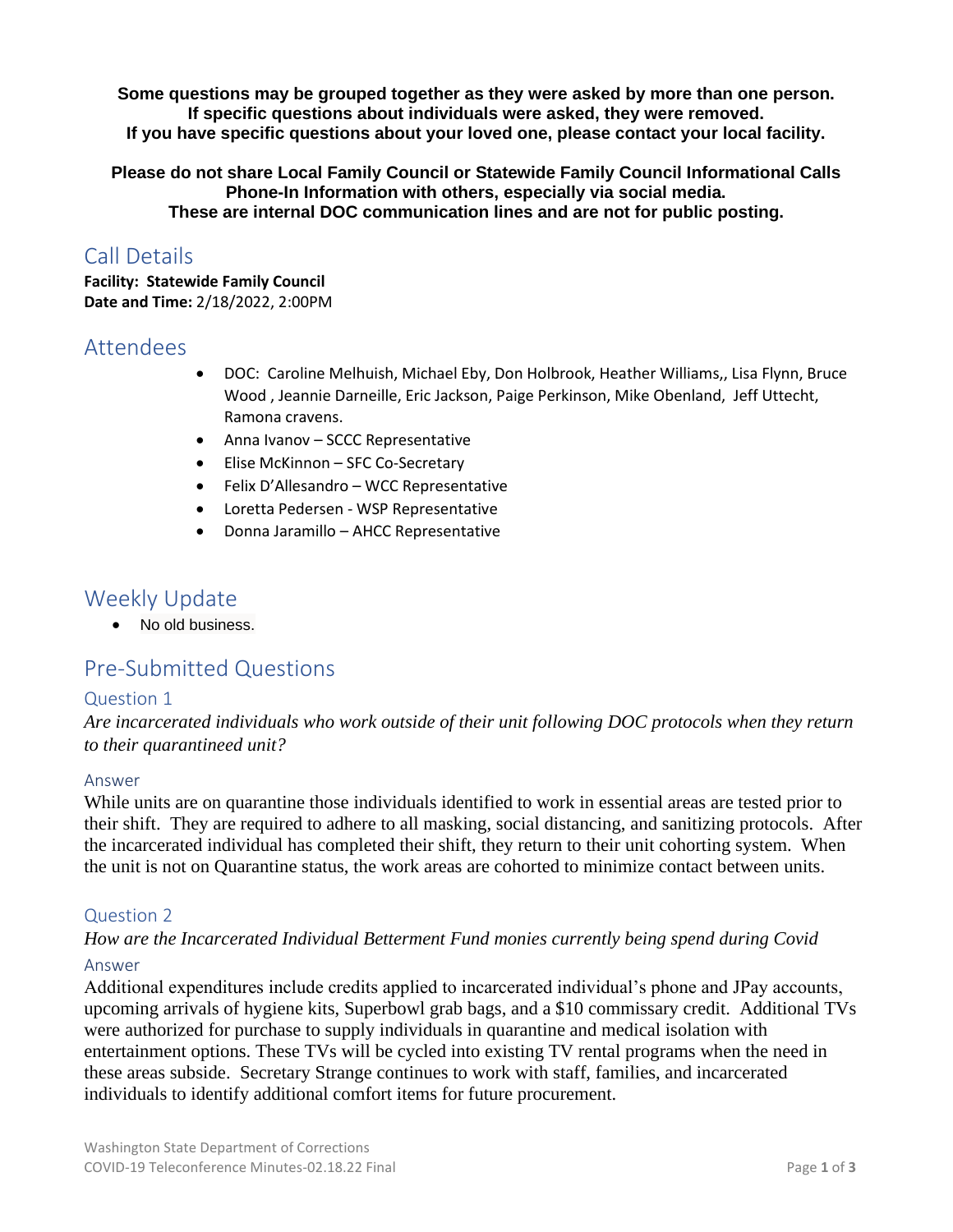**Some questions may be grouped together as they were asked by more than one person.**
**If specific questions about individuals were asked, they were removed.**
**If you have specific questions about your loved one, please contact your local facility.**

**Please do not share Local Family Council or Statewide Family Council Informational Calls Phone-In Information with others, especially via social media.**
**These are internal DOC communication lines and are not for public posting.**

## Call Details

**Facility: Statewide Family Council**
**Date and Time:** 2/18/2022, 2:00PM

## Attendees

- DOC: Caroline Melhuish, Michael Eby, Don Holbrook, Heather Williams,, Lisa Flynn, Bruce Wood , Jeannie Darneille, Eric Jackson, Paige Perkinson, Mike Obenland, Jeff Uttecht, Ramona cravens.
- Anna Ivanov – SCCC Representative
- Elise McKinnon – SFC Co-Secretary
- Felix D'Allesandro – WCC Representative
- Loretta Pedersen - WSP Representative
- Donna Jaramillo – AHCC Representative

## Weekly Update

- No old business.

## Pre-Submitted Questions

### Question 1

*Are incarcerated individuals who work outside of their unit following DOC protocols when they return to their quarantineed unit?*

#### Answer

While units are on quarantine those individuals identified to work in essential areas are tested prior to their shift. They are required to adhere to all masking, social distancing, and sanitizing protocols. After the incarcerated individual has completed their shift, they return to their unit cohorting system. When the unit is not on Quarantine status, the work areas are cohorted to minimize contact between units.

### Question 2

*How are the Incarcerated Individual Betterment Fund monies currently being spend during Covid*

#### Answer

Additional expenditures include credits applied to incarcerated individual's phone and JPay accounts, upcoming arrivals of hygiene kits, Superbowl grab bags, and a $10 commissary credit. Additional TVs were authorized for purchase to supply individuals in quarantine and medical isolation with entertainment options. These TVs will be cycled into existing TV rental programs when the need in these areas subside. Secretary Strange continues to work with staff, families, and incarcerated individuals to identify additional comfort items for future procurement.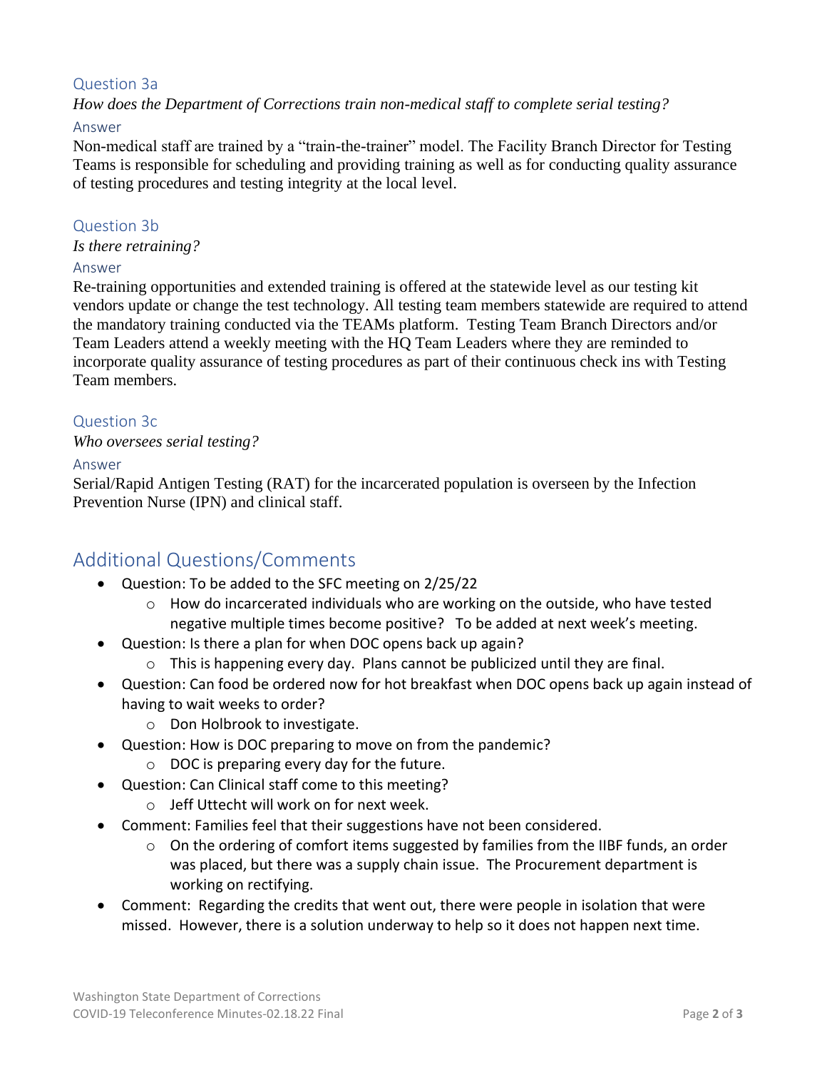### Question 3a

*How does the Department of Corrections train non-medical staff to complete serial testing?*

#### Answer

Non-medical staff are trained by a "train-the-trainer" model. The Facility Branch Director for Testing Teams is responsible for scheduling and providing training as well as for conducting quality assurance of testing procedures and testing integrity at the local level.

### Question 3b

*Is there retraining?*

#### Answer

Re-training opportunities and extended training is offered at the statewide level as our testing kit vendors update or change the test technology. All testing team members statewide are required to attend the mandatory training conducted via the TEAMs platform. Testing Team Branch Directors and/or Team Leaders attend a weekly meeting with the HQ Team Leaders where they are reminded to incorporate quality assurance of testing procedures as part of their continuous check ins with Testing Team members.

### Question 3c

*Who oversees serial testing?*

#### Answer

Serial/Rapid Antigen Testing (RAT) for the incarcerated population is overseen by the Infection Prevention Nurse (IPN) and clinical staff.

## Additional Questions/Comments

- Question: To be added to the SFC meeting on 2/25/22
    - How do incarcerated individuals who are working on the outside, who have tested negative multiple times become positive? To be added at next week's meeting.
- Question: Is there a plan for when DOC opens back up again?
    - This is happening every day. Plans cannot be publicized until they are final.
- Question: Can food be ordered now for hot breakfast when DOC opens back up again instead of having to wait weeks to order?
    - Don Holbrook to investigate.
- Question: How is DOC preparing to move on from the pandemic?
    - DOC is preparing every day for the future.
- Question: Can Clinical staff come to this meeting?
    - Jeff Uttecht will work on for next week.
- Comment: Families feel that their suggestions have not been considered.
    - On the ordering of comfort items suggested by families from the IIBF funds, an order was placed, but there was a supply chain issue. The Procurement department is working on rectifying.
- Comment: Regarding the credits that went out, there were people in isolation that were missed. However, there is a solution underway to help so it does not happen next time.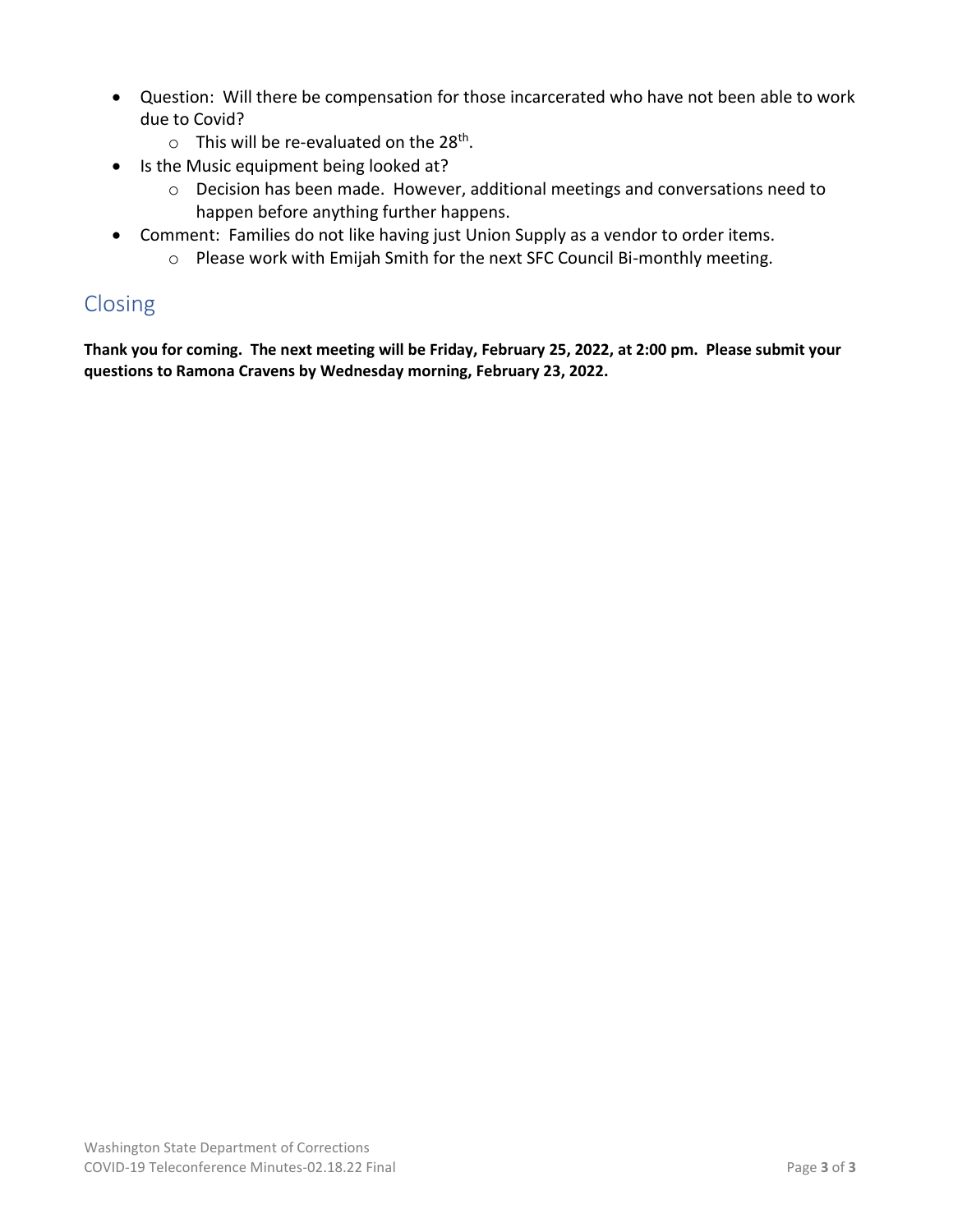- Question: Will there be compensation for those incarcerated who have not been able to work due to Covid?
    - This will be re-evaluated on the 28th.
- Is the Music equipment being looked at?
    - Decision has been made. However, additional meetings and conversations need to happen before anything further happens.
- Comment: Families do not like having just Union Supply as a vendor to order items.
    - Please work with Emijah Smith for the next SFC Council Bi-monthly meeting.

## Closing

**Thank you for coming. The next meeting will be Friday, February 25, 2022, at 2:00 pm. Please submit your questions to Ramona Cravens by Wednesday morning, February 23, 2022.**